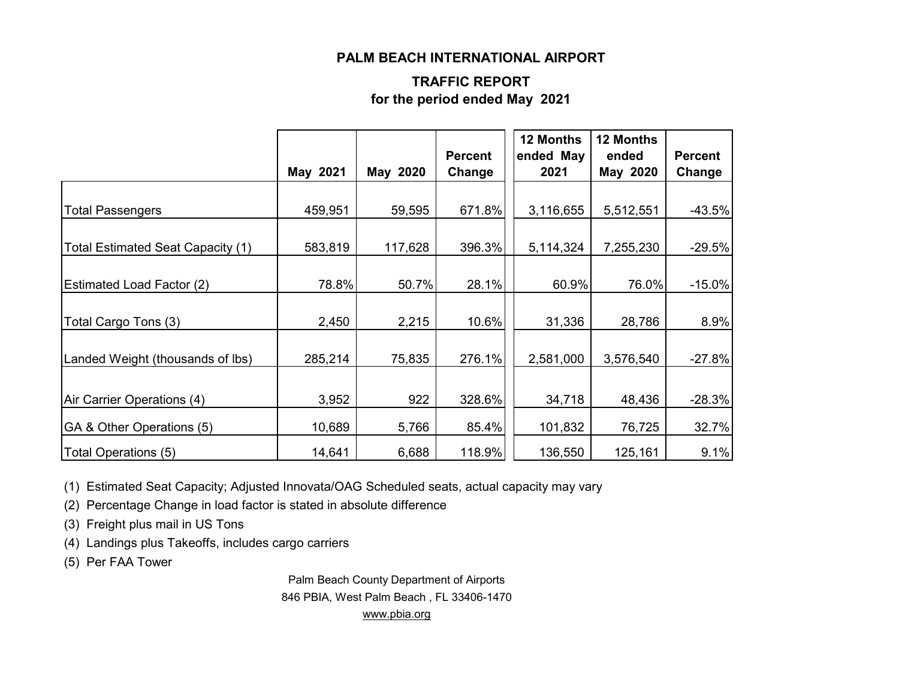# PALM BEACH INTERNATIONAL AIRPORT

## TRAFFIC REPORT

### for the period ended May 2021

| | May 2021 | May 2020 | Percent Change | 12 Months ended May 2021 | 12 Months ended May 2020 | Percent Change |
|---|---|---|---|---|---|---|
| Total Passengers | 459,951 | 59,595 | 671.8% | 3,116,655 | 5,512,551 | -43.5% |
| Total Estimated Seat Capacity (1) | 583,819 | 117,628 | 396.3% | 5,114,324 | 7,255,230 | -29.5% |
| Estimated Load Factor (2) | 78.8% | 50.7% | 28.1% | 60.9% | 76.0% | -15.0% |
| Total Cargo Tons (3) | 2,450 | 2,215 | 10.6% | 31,336 | 28,786 | 8.9% |
| Landed Weight (thousands of lbs) | 285,214 | 75,835 | 276.1% | 2,581,000 | 3,576,540 | -27.8% |
| Air Carrier Operations (4) | 3,952 | 922 | 328.6% | 34,718 | 48,436 | -28.3% |
| GA & Other Operations (5) | 10,689 | 5,766 | 85.4% | 101,832 | 76,725 | 32.7% |
| Total Operations (5) | 14,641 | 6,688 | 118.9% | 136,550 | 125,161 | 9.1% |

(1) Estimated Seat Capacity; Adjusted Innovata/OAG Scheduled seats, actual capacity may vary

(2) Percentage Change in load factor is stated in absolute difference

(3) Freight plus mail in US Tons

(4) Landings plus Takeoffs, includes cargo carriers

(5) Per FAA Tower

Palm Beach County Department of Airports
846 PBIA, West Palm Beach , FL 33406-1470
www.pbia.org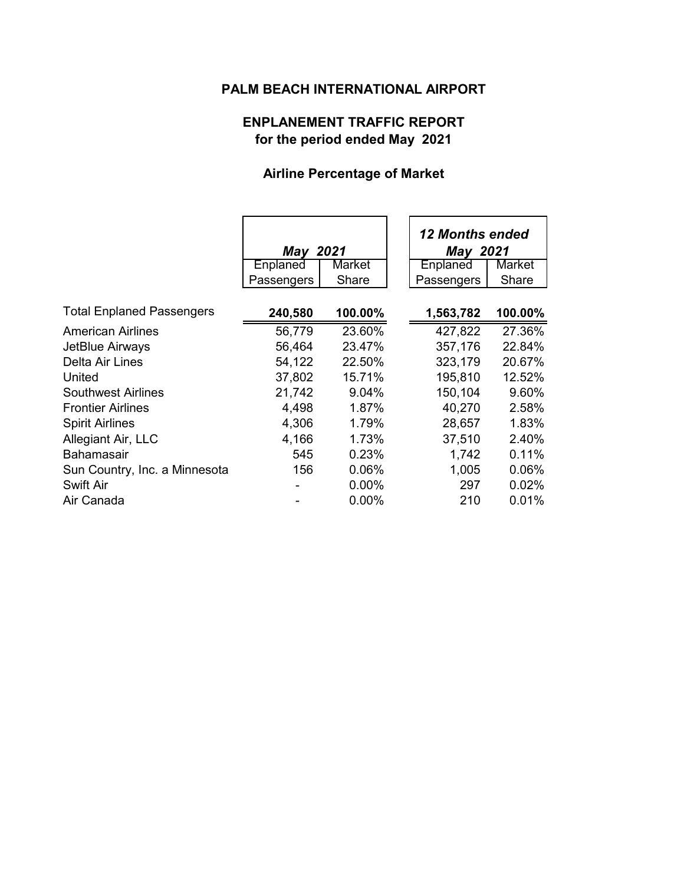# PALM BEACH INTERNATIONAL AIRPORT

## ENPLANEMENT TRAFFIC REPORT
## for the period ended May 2021

### Airline Percentage of Market

| | *May 2021* | | *12 Months ended May 2021* | |
|---|---|---|---|---|
| | Enplaned Passengers | Market Share | Enplaned Passengers | Market Share |
| Total Enplaned Passengers | **240,580** | **100.00%** | **1,563,782** | **100.00%** |
| American Airlines | 56,779 | 23.60% | 427,822 | 27.36% |
| JetBlue Airways | 56,464 | 23.47% | 357,176 | 22.84% |
| Delta Air Lines | 54,122 | 22.50% | 323,179 | 20.67% |
| United | 37,802 | 15.71% | 195,810 | 12.52% |
| Southwest Airlines | 21,742 | 9.04% | 150,104 | 9.60% |
| Frontier Airlines | 4,498 | 1.87% | 40,270 | 2.58% |
| Spirit Airlines | 4,306 | 1.79% | 28,657 | 1.83% |
| Allegiant Air, LLC | 4,166 | 1.73% | 37,510 | 2.40% |
| Bahamasair | 545 | 0.23% | 1,742 | 0.11% |
| Sun Country, Inc. a Minnesota | 156 | 0.06% | 1,005 | 0.06% |
| Swift Air | - | 0.00% | 297 | 0.02% |
| Air Canada | - | 0.00% | 210 | 0.01% |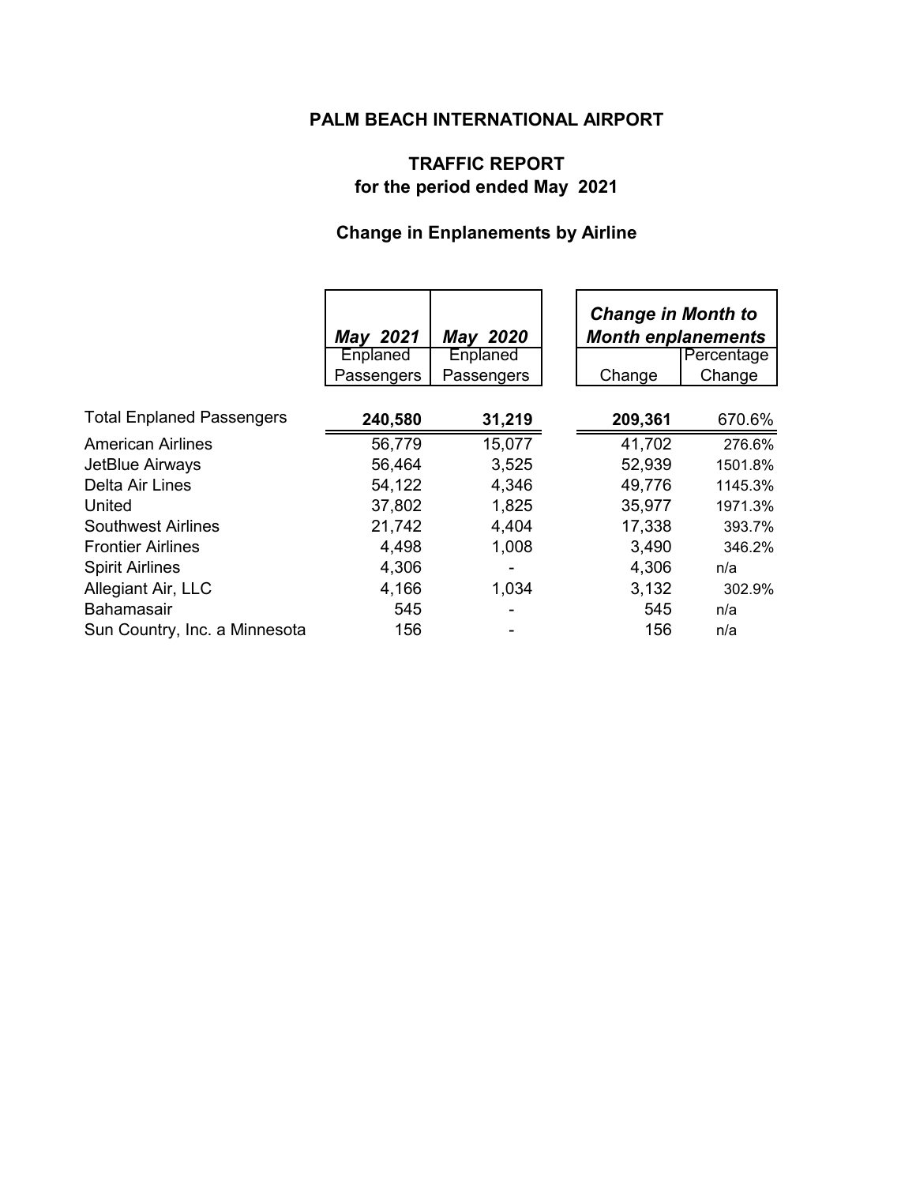# PALM BEACH INTERNATIONAL AIRPORT

## TRAFFIC REPORT
## for the period ended May 2021

### Change in Enplanements by Airline

| | *May 2021* | *May 2020* | *Change in Month to Month enplanements* | |
|---|---|---|---|---|
| | Enplaned Passengers | Enplaned Passengers | Change | Percentage Change |
| Total Enplaned Passengers | **240,580** | **31,219** | **209,361** | 670.6% |
| American Airlines | 56,779 | 15,077 | 41,702 | 276.6% |
| JetBlue Airways | 56,464 | 3,525 | 52,939 | 1501.8% |
| Delta Air Lines | 54,122 | 4,346 | 49,776 | 1145.3% |
| United | 37,802 | 1,825 | 35,977 | 1971.3% |
| Southwest Airlines | 21,742 | 4,404 | 17,338 | 393.7% |
| Frontier Airlines | 4,498 | 1,008 | 3,490 | 346.2% |
| Spirit Airlines | 4,306 | - | 4,306 | n/a |
| Allegiant Air, LLC | 4,166 | 1,034 | 3,132 | 302.9% |
| Bahamasair | 545 | - | 545 | n/a |
| Sun Country, Inc. a Minnesota | 156 | - | 156 | n/a |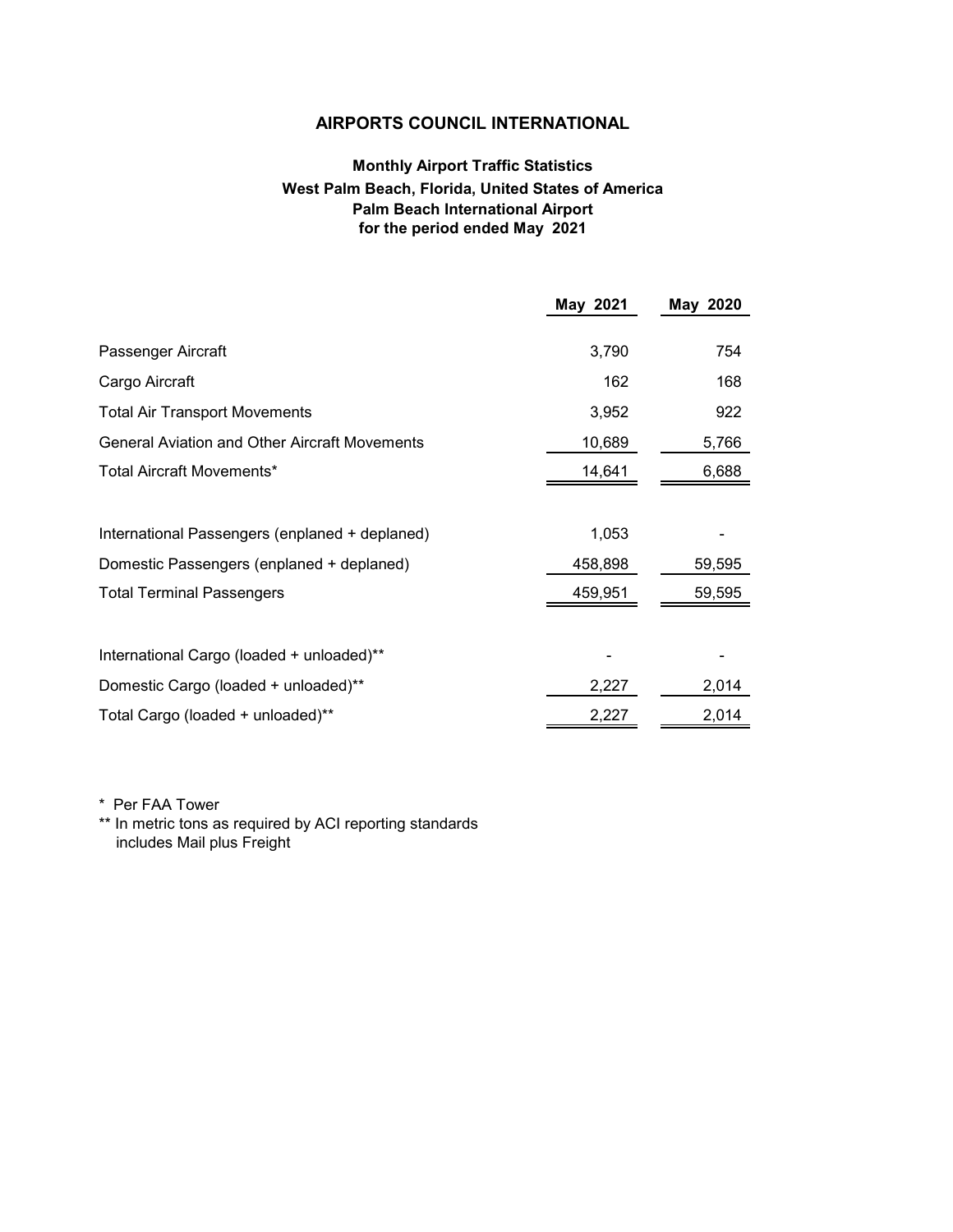# AIRPORTS COUNCIL INTERNATIONAL

### Monthly Airport Traffic Statistics
### West Palm Beach, Florida, United States of America
### Palm Beach International Airport
### for the period ended May 2021

| | May 2021 | May 2020 |
|---|---|---|
| Passenger Aircraft | 3,790 | 754 |
| Cargo Aircraft | 162 | 168 |
| Total Air Transport Movements | 3,952 | 922 |
| General Aviation and Other Aircraft Movements | 10,689 | 5,766 |
| Total Aircraft Movements* | 14,641 | 6,688 |
| | | |
| International Passengers (enplaned + deplaned) | 1,053 | - |
| Domestic Passengers (enplaned + deplaned) | 458,898 | 59,595 |
| Total Terminal Passengers | 459,951 | 59,595 |
| | | |
| International Cargo (loaded + unloaded)** | - | - |
| Domestic Cargo (loaded + unloaded)** | 2,227 | 2,014 |
| Total Cargo (loaded + unloaded)** | 2,227 | 2,014 |

\* Per FAA Tower

** In metric tons as required by ACI reporting standards
includes Mail plus Freight